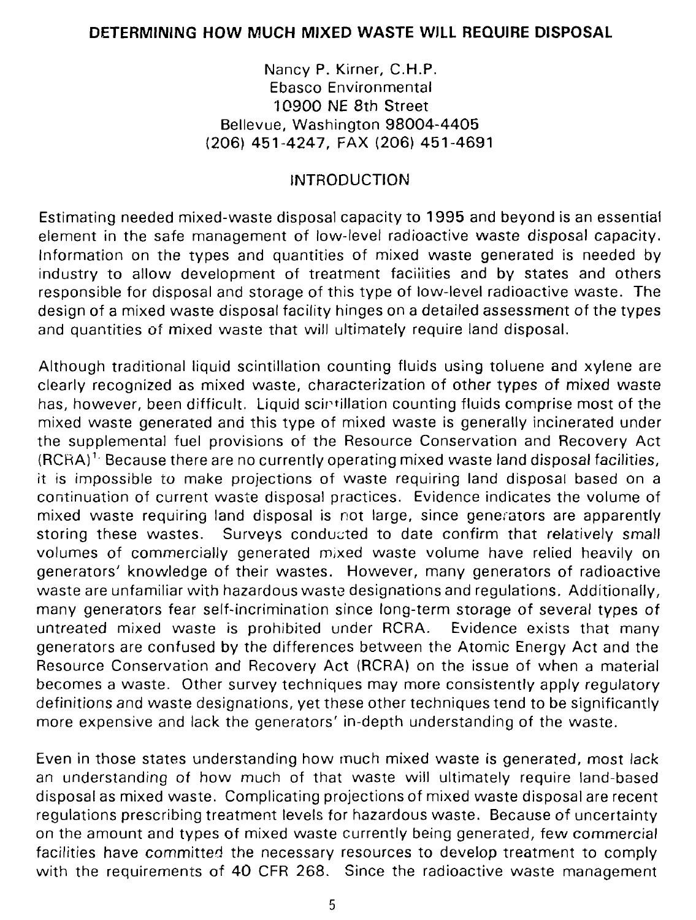# DETERMINING HOW MUCH MIXED WASTE WILL REQUIRE DISPOSAL

Nancy P. Kirner, C.H.P.
Ebasco Environmental
10900 NE 8th Street
Bellevue, Washington 98004-4405
(206) 451-4247, FAX (206) 451-4691

## INTRODUCTION

Estimating needed mixed-waste disposal capacity to 1995 and beyond is an essential element in the safe management of low-level radioactive waste disposal capacity. Information on the types and quantities of mixed waste generated is needed by industry to allow development of treatment facilities and by states and others responsible for disposal and storage of this type of low-level radioactive waste. The design of a mixed waste disposal facility hinges on a detailed assessment of the types and quantities of mixed waste that will ultimately require land disposal.

Although traditional liquid scintillation counting fluids using toluene and xylene are clearly recognized as mixed waste, characterization of other types of mixed waste has, however, been difficult. Liquid scintillation counting fluids comprise most of the mixed waste generated and this type of mixed waste is generally incinerated under the supplemental fuel provisions of the Resource Conservation and Recovery Act (RCRA)[1]. Because there are no currently operating mixed waste land disposal facilities, it is impossible to make projections of waste requiring land disposal based on a continuation of current waste disposal practices. Evidence indicates the volume of mixed waste requiring land disposal is not large, since generators are apparently storing these wastes. Surveys conducted to date confirm that relatively small volumes of commercially generated mixed waste volume have relied heavily on generators' knowledge of their wastes. However, many generators of radioactive waste are unfamiliar with hazardous waste designations and regulations. Additionally, many generators fear self-incrimination since long-term storage of several types of untreated mixed waste is prohibited under RCRA. Evidence exists that many generators are confused by the differences between the Atomic Energy Act and the Resource Conservation and Recovery Act (RCRA) on the issue of when a material becomes a waste. Other survey techniques may more consistently apply regulatory definitions and waste designations, yet these other techniques tend to be significantly more expensive and lack the generators' in-depth understanding of the waste.

Even in those states understanding how much mixed waste is generated, most lack an understanding of how much of that waste will ultimately require land-based disposal as mixed waste. Complicating projections of mixed waste disposal are recent regulations prescribing treatment levels for hazardous waste. Because of uncertainty on the amount and types of mixed waste currently being generated, few commercial facilities have committed the necessary resources to develop treatment to comply with the requirements of 40 CFR 268. Since the radioactive waste management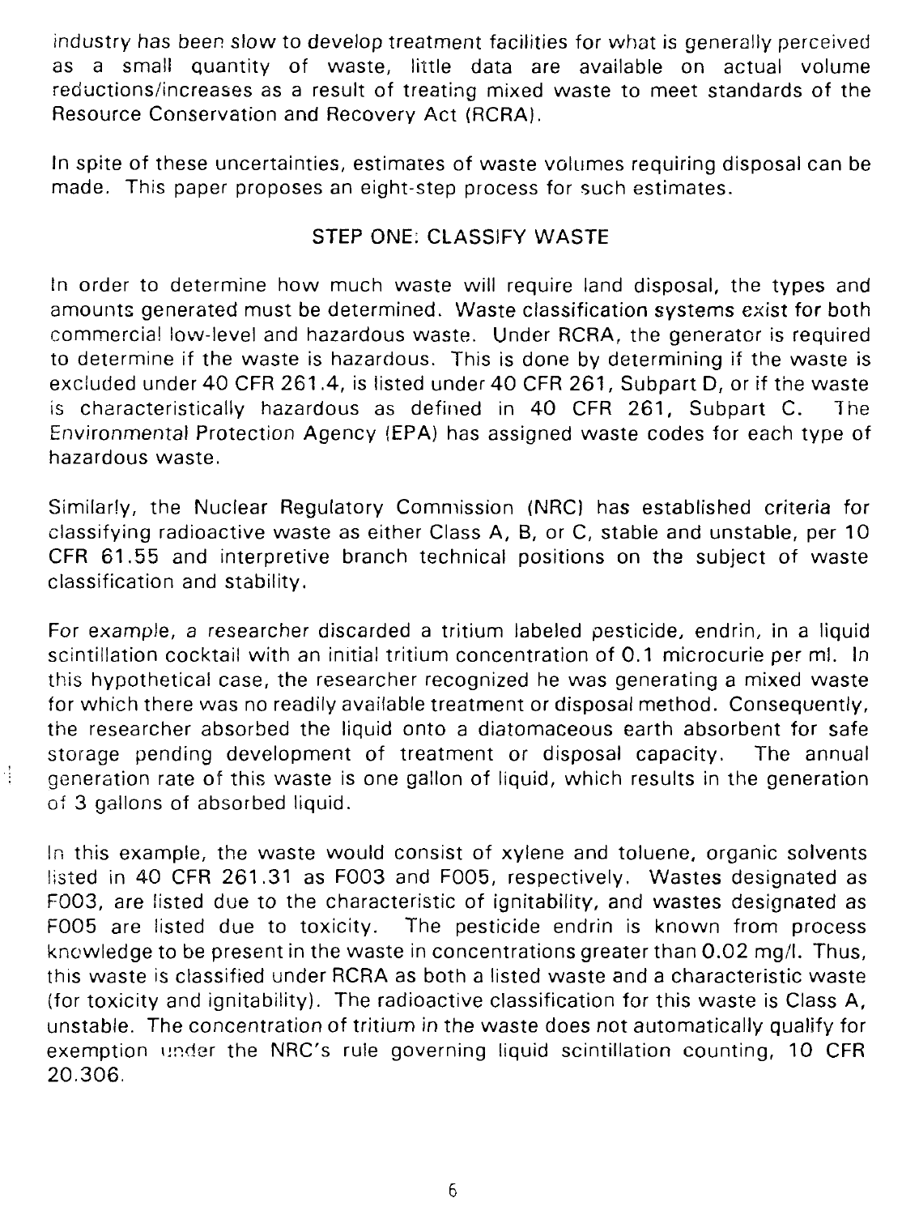industry has been slow to develop treatment facilities for what is generally perceived as a small quantity of waste, little data are available on actual volume reductions/increases as a result of treating mixed waste to meet standards of the Resource Conservation and Recovery Act (RCRA).

In spite of these uncertainties, estimates of waste volumes requiring disposal can be made. This paper proposes an eight-step process for such estimates.

## STEP ONE: CLASSIFY WASTE

In order to determine how much waste will require land disposal, the types and amounts generated must be determined. Waste classification systems exist for both commercial low-level and hazardous waste. Under RCRA, the generator is required to determine if the waste is hazardous. This is done by determining if the waste is excluded under 40 CFR 261.4, is listed under 40 CFR 261, Subpart D, or if the waste is characteristically hazardous as defined in 40 CFR 261, Subpart C. The Environmental Protection Agency (EPA) has assigned waste codes for each type of hazardous waste.

Similarly, the Nuclear Regulatory Commission (NRC) has established criteria for classifying radioactive waste as either Class A, B, or C, stable and unstable, per 10 CFR 61.55 and interpretive branch technical positions on the subject of waste classification and stability.

For example, a researcher discarded a tritium labeled pesticide, endrin, in a liquid scintillation cocktail with an initial tritium concentration of 0.1 microcurie per ml. In this hypothetical case, the researcher recognized he was generating a mixed waste for which there was no readily available treatment or disposal method. Consequently, the researcher absorbed the liquid onto a diatomaceous earth absorbent for safe storage pending development of treatment or disposal capacity. The annual generation rate of this waste is one gallon of liquid, which results in the generation of 3 gallons of absorbed liquid.

In this example, the waste would consist of xylene and toluene, organic solvents listed in 40 CFR 261.31 as F003 and F005, respectively. Wastes designated as F003, are listed due to the characteristic of ignitability, and wastes designated as F005 are listed due to toxicity. The pesticide endrin is known from process knowledge to be present in the waste in concentrations greater than 0.02 mg/l. Thus, this waste is classified under RCRA as both a listed waste and a characteristic waste (for toxicity and ignitability). The radioactive classification for this waste is Class A, unstable. The concentration of tritium in the waste does not automatically qualify for exemption under the NRC's rule governing liquid scintillation counting, 10 CFR 20.306.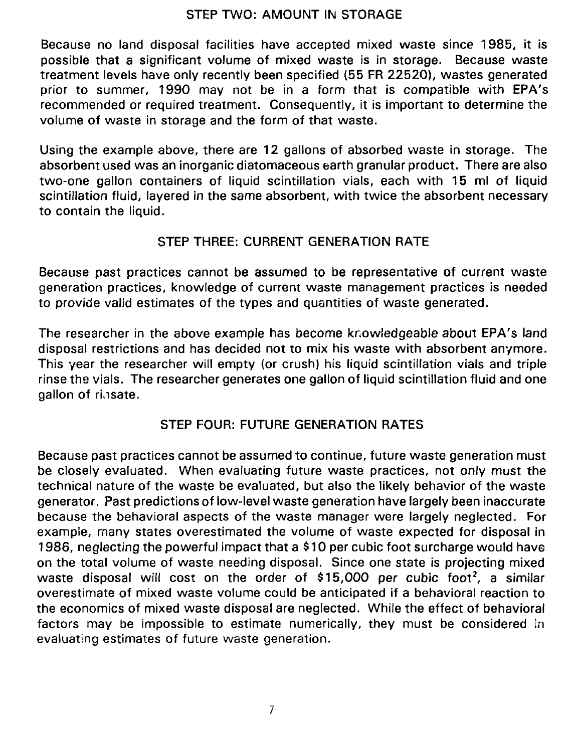## STEP TWO: AMOUNT IN STORAGE

Because no land disposal facilities have accepted mixed waste since 1985, it is possible that a significant volume of mixed waste is in storage. Because waste treatment levels have only recently been specified (55 FR 22520), wastes generated prior to summer, 1990 may not be in a form that is compatible with EPA's recommended or required treatment. Consequently, it is important to determine the volume of waste in storage and the form of that waste.

Using the example above, there are 12 gallons of absorbed waste in storage. The absorbent used was an inorganic diatomaceous earth granular product. There are also two-one gallon containers of liquid scintillation vials, each with 15 ml of liquid scintillation fluid, layered in the same absorbent, with twice the absorbent necessary to contain the liquid.

## STEP THREE: CURRENT GENERATION RATE

Because past practices cannot be assumed to be representative of current waste generation practices, knowledge of current waste management practices is needed to provide valid estimates of the types and quantities of waste generated.

The researcher in the above example has become knowledgeable about EPA's land disposal restrictions and has decided not to mix his waste with absorbent anymore. This year the researcher will empty (or crush) his liquid scintillation vials and triple rinse the vials. The researcher generates one gallon of liquid scintillation fluid and one gallon of rinsate.

## STEP FOUR: FUTURE GENERATION RATES

Because past practices cannot be assumed to continue, future waste generation must be closely evaluated. When evaluating future waste practices, not only must the technical nature of the waste be evaluated, but also the likely behavior of the waste generator. Past predictions of low-level waste generation have largely been inaccurate because the behavioral aspects of the waste manager were largely neglected. For example, many states overestimated the volume of waste expected for disposal in 1986, neglecting the powerful impact that a $10 per cubic foot surcharge would have on the total volume of waste needing disposal. Since one state is projecting mixed waste disposal will cost on the order of $15,000 per cubic foot[2], a similar overestimate of mixed waste volume could be anticipated if a behavioral reaction to the economics of mixed waste disposal are neglected. While the effect of behavioral factors may be impossible to estimate numerically, they must be considered in evaluating estimates of future waste generation.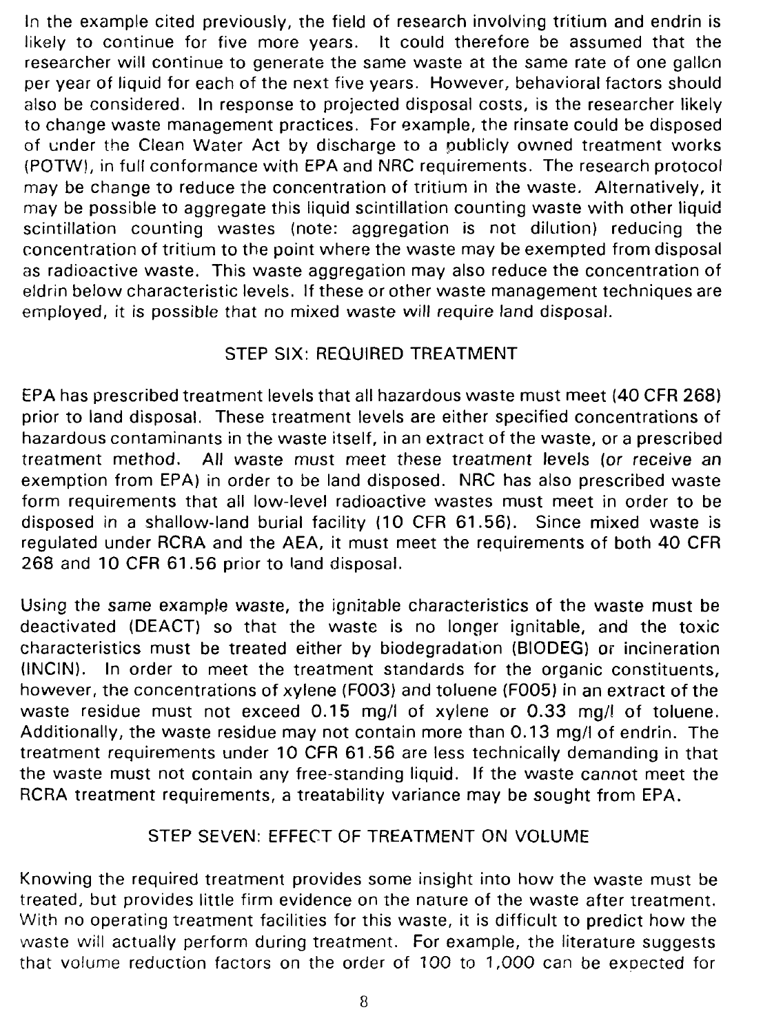In the example cited previously, the field of research involving tritium and endrin is likely to continue for five more years. It could therefore be assumed that the researcher will continue to generate the same waste at the same rate of one gallon per year of liquid for each of the next five years. However, behavioral factors should also be considered. In response to projected disposal costs, is the researcher likely to change waste management practices. For example, the rinsate could be disposed of under the Clean Water Act by discharge to a publicly owned treatment works (POTW), in full conformance with EPA and NRC requirements. The research protocol may be change to reduce the concentration of tritium in the waste. Alternatively, it may be possible to aggregate this liquid scintillation counting waste with other liquid scintillation counting wastes (note: aggregation is not dilution) reducing the concentration of tritium to the point where the waste may be exempted from disposal as radioactive waste. This waste aggregation may also reduce the concentration of eldrin below characteristic levels. If these or other waste management techniques are employed, it is possible that no mixed waste will require land disposal.

## STEP SIX: REQUIRED TREATMENT

EPA has prescribed treatment levels that all hazardous waste must meet (40 CFR 268) prior to land disposal. These treatment levels are either specified concentrations of hazardous contaminants in the waste itself, in an extract of the waste, or a prescribed treatment method. All waste must meet these treatment levels (or receive an exemption from EPA) in order to be land disposed. NRC has also prescribed waste form requirements that all low-level radioactive wastes must meet in order to be disposed in a shallow-land burial facility (10 CFR 61.56). Since mixed waste is regulated under RCRA and the AEA, it must meet the requirements of both 40 CFR 268 and 10 CFR 61.56 prior to land disposal.

Using the same example waste, the ignitable characteristics of the waste must be deactivated (DEACT) so that the waste is no longer ignitable, and the toxic characteristics must be treated either by biodegradation (BIODEG) or incineration (INCIN). In order to meet the treatment standards for the organic constituents, however, the concentrations of xylene (F003) and toluene (F005) in an extract of the waste residue must not exceed 0.15 mg/l of xylene or 0.33 mg/l of toluene. Additionally, the waste residue may not contain more than 0.13 mg/l of endrin. The treatment requirements under 10 CFR 61.56 are less technically demanding in that the waste must not contain any free-standing liquid. If the waste cannot meet the RCRA treatment requirements, a treatability variance may be sought from EPA.

## STEP SEVEN: EFFECT OF TREATMENT ON VOLUME

Knowing the required treatment provides some insight into how the waste must be treated, but provides little firm evidence on the nature of the waste after treatment. With no operating treatment facilities for this waste, it is difficult to predict how the waste will actually perform during treatment. For example, the literature suggests that volume reduction factors on the order of 100 to 1,000 can be expected for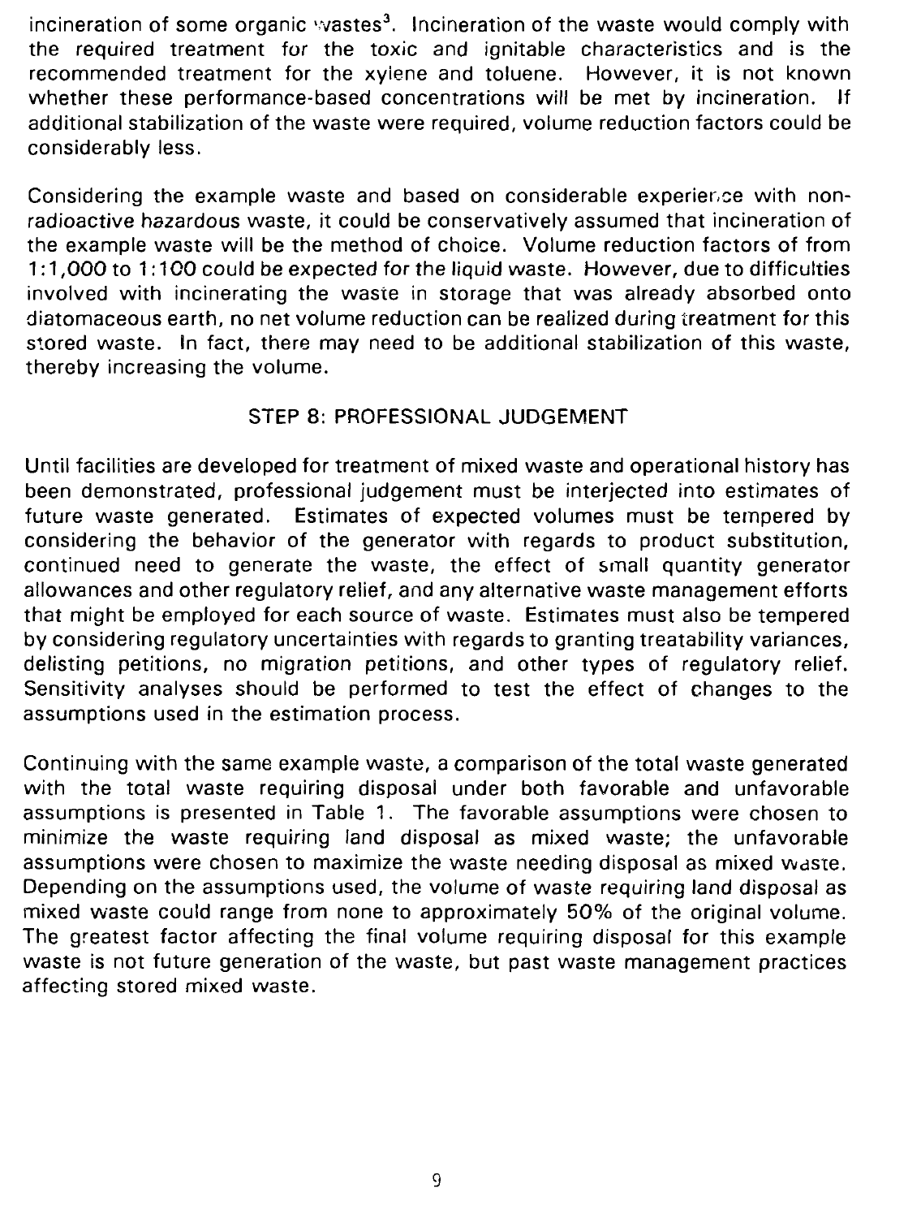incineration of some organic wastes[3]. Incineration of the waste would comply with the required treatment for the toxic and ignitable characteristics and is the recommended treatment for the xylene and toluene. However, it is not known whether these performance-based concentrations will be met by incineration. If additional stabilization of the waste were required, volume reduction factors could be considerably less.

Considering the example waste and based on considerable experience with non-radioactive hazardous waste, it could be conservatively assumed that incineration of the example waste will be the method of choice. Volume reduction factors of from 1:1,000 to 1:100 could be expected for the liquid waste. However, due to difficulties involved with incinerating the waste in storage that was already absorbed onto diatomaceous earth, no net volume reduction can be realized during treatment for this stored waste. In fact, there may need to be additional stabilization of this waste, thereby increasing the volume.

## STEP 8: PROFESSIONAL JUDGEMENT

Until facilities are developed for treatment of mixed waste and operational history has been demonstrated, professional judgement must be interjected into estimates of future waste generated. Estimates of expected volumes must be tempered by considering the behavior of the generator with regards to product substitution, continued need to generate the waste, the effect of small quantity generator allowances and other regulatory relief, and any alternative waste management efforts that might be employed for each source of waste. Estimates must also be tempered by considering regulatory uncertainties with regards to granting treatability variances, delisting petitions, no migration petitions, and other types of regulatory relief. Sensitivity analyses should be performed to test the effect of changes to the assumptions used in the estimation process.

Continuing with the same example waste, a comparison of the total waste generated with the total waste requiring disposal under both favorable and unfavorable assumptions is presented in Table 1. The favorable assumptions were chosen to minimize the waste requiring land disposal as mixed waste; the unfavorable assumptions were chosen to maximize the waste needing disposal as mixed waste. Depending on the assumptions used, the volume of waste requiring land disposal as mixed waste could range from none to approximately 50% of the original volume. The greatest factor affecting the final volume requiring disposal for this example waste is not future generation of the waste, but past waste management practices affecting stored mixed waste.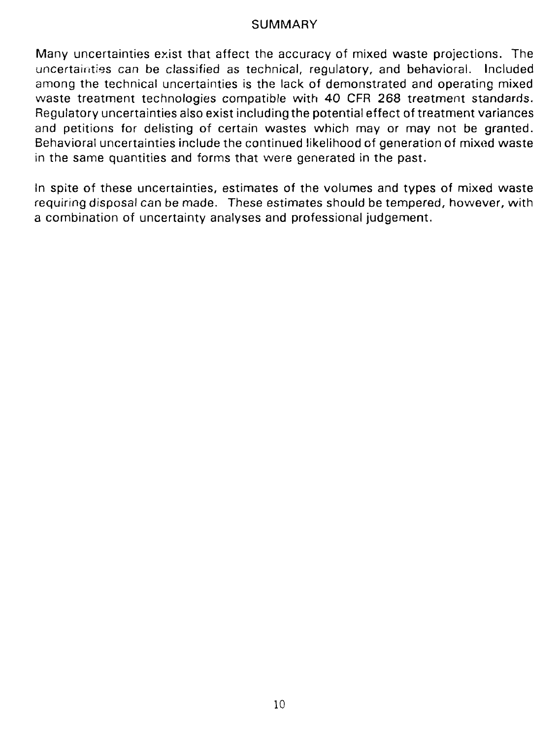## SUMMARY

Many uncertainties exist that affect the accuracy of mixed waste projections. The uncertainties can be classified as technical, regulatory, and behavioral. Included among the technical uncertainties is the lack of demonstrated and operating mixed waste treatment technologies compatible with 40 CFR 268 treatment standards. Regulatory uncertainties also exist including the potential effect of treatment variances and petitions for delisting of certain wastes which may or may not be granted. Behavioral uncertainties include the continued likelihood of generation of mixed waste in the same quantities and forms that were generated in the past.

In spite of these uncertainties, estimates of the volumes and types of mixed waste requiring disposal can be made. These estimates should be tempered, however, with a combination of uncertainty analyses and professional judgement.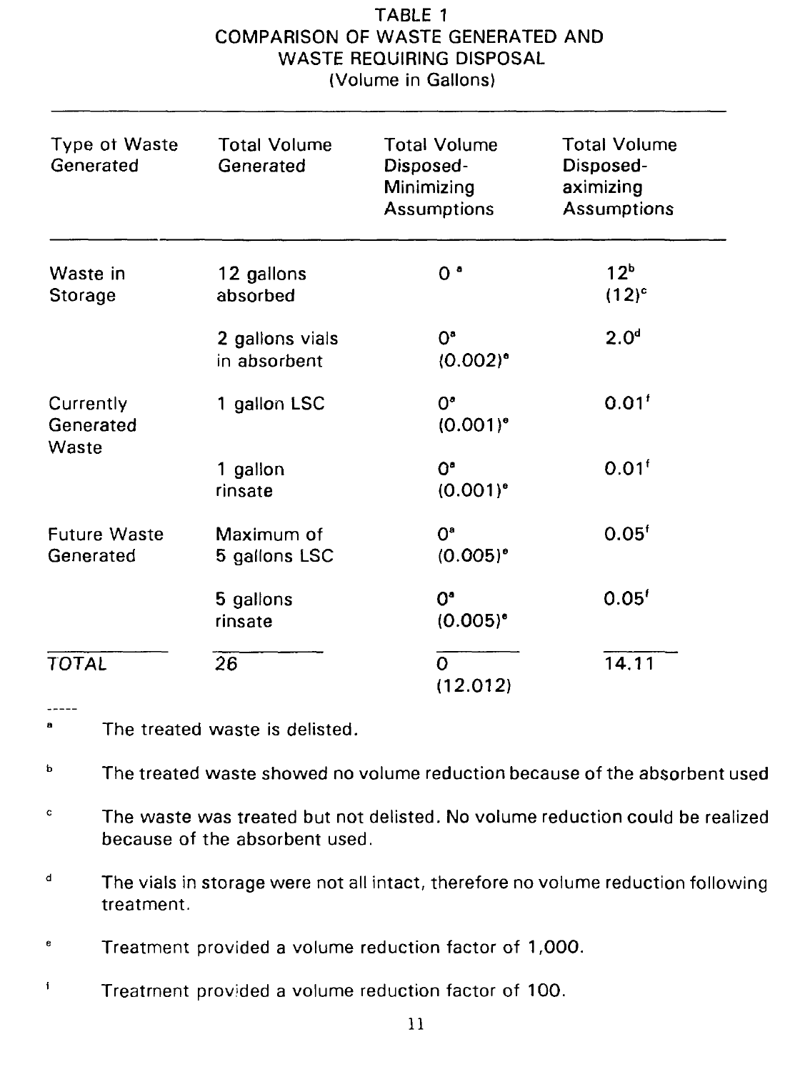TABLE 1
COMPARISON OF WASTE GENERATED AND WASTE REQUIRING DISPOSAL
(Volume in Gallons)

| Type of Waste Generated | Total Volume Generated | Total Volume Disposed-Minimizing Assumptions | Total Volume Disposed-aximizing Assumptions |
|---|---|---|---|
| Waste in Storage | 12 gallons absorbed | 0 [a] | 12[b] (12)[c] |
| | 2 gallons vials in absorbent | 0[a] (0.002)[e] | 2.0[d] |
| Currently Generated Waste | 1 gallon LSC | 0[a] (0.001)[e] | 0.01[f] |
| | 1 gallon rinsate | 0[a] (0.001)[e] | 0.01[f] |
| Future Waste Generated | Maximum of 5 gallons LSC | 0[a] (0.005)[e] | 0.05[f] |
| | 5 gallons rinsate | 0[a] (0.005)[e] | 0.05[f] |
| TOTAL | 26 | 0 (12.012) | 14.11 |

-----

[a] The treated waste is delisted.

[b] The treated waste showed no volume reduction because of the absorbent used

[c] The waste was treated but not delisted. No volume reduction could be realized because of the absorbent used.

[d] The vials in storage were not all intact, therefore no volume reduction following treatment.

[e] Treatment provided a volume reduction factor of 1,000.

[f] Treatment provided a volume reduction factor of 100.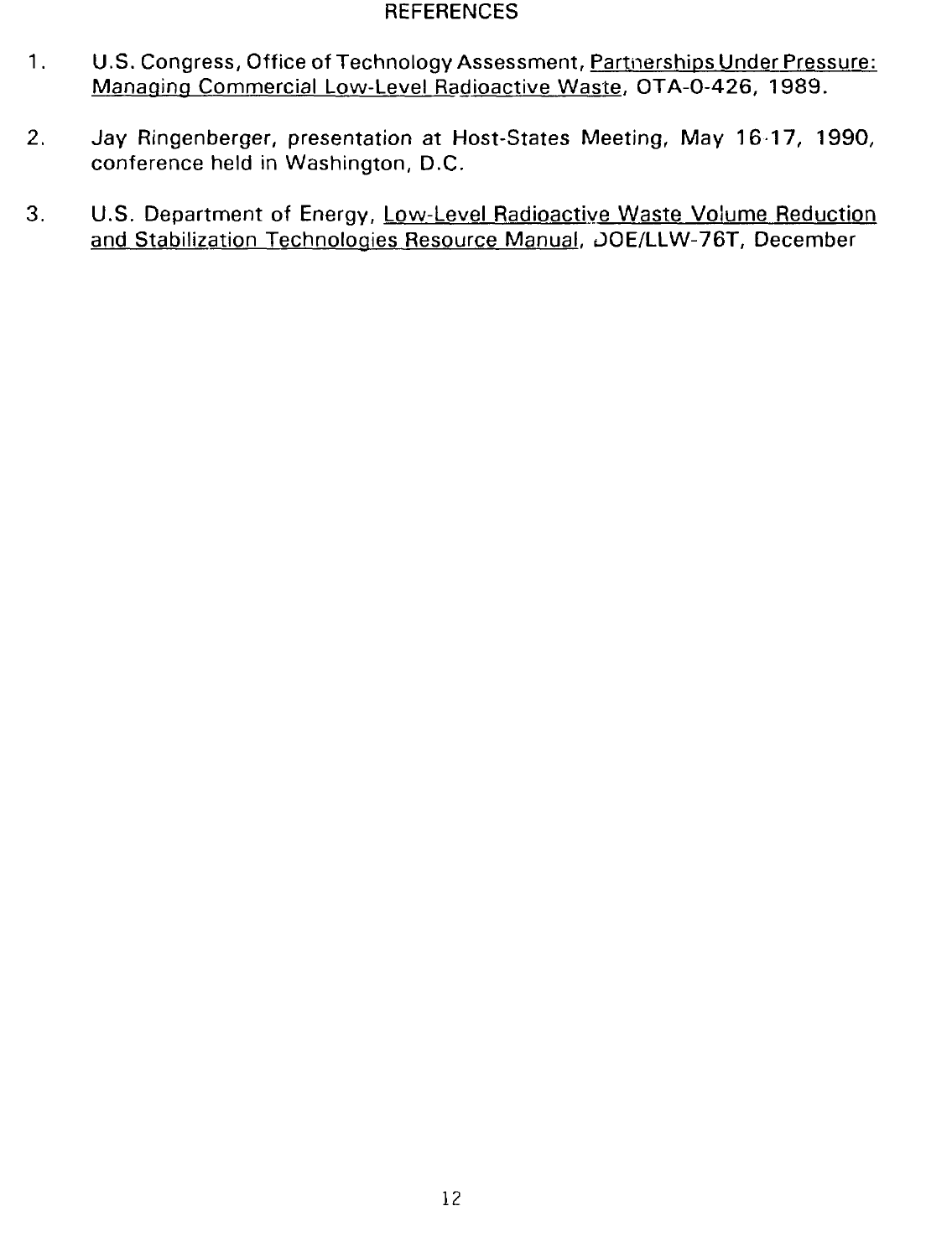# REFERENCES

1. U.S. Congress, Office of Technology Assessment, Partnerships Under Pressure: Managing Commercial Low-Level Radioactive Waste, OTA-0-426, 1989.

2. Jay Ringenberger, presentation at Host-States Meeting, May 16-17, 1990, conference held in Washington, D.C.

3. U.S. Department of Energy, Low-Level Radioactive Waste Volume Reduction and Stabilization Technologies Resource Manual, DOE/LLW-76T, December